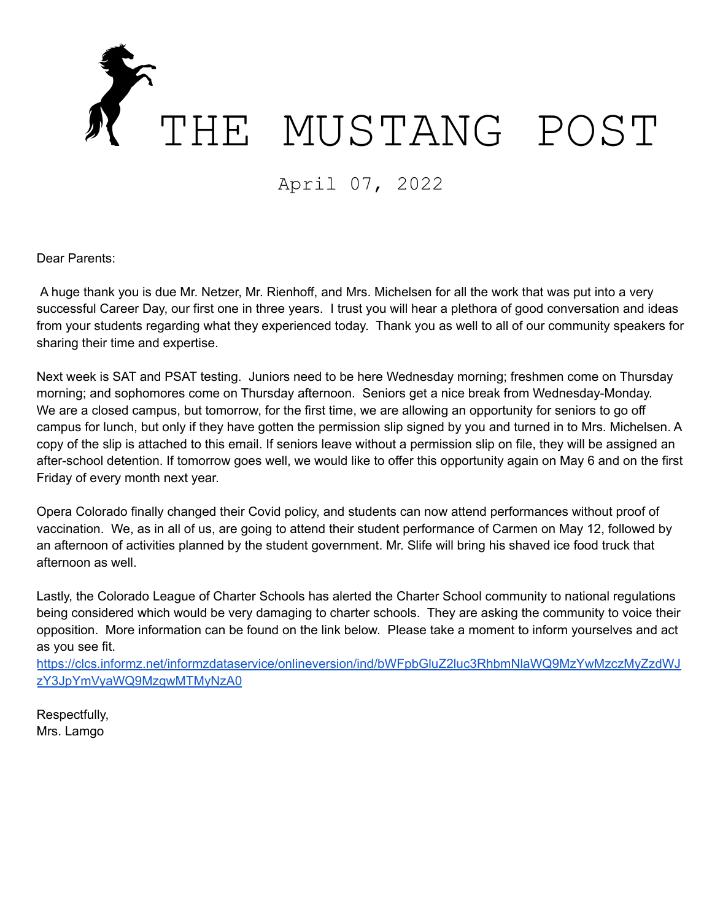# THE MUSTANG POST

April 07, 2022

Dear Parents:

A huge thank you is due Mr. Netzer, Mr. Rienhoff, and Mrs. Michelsen for all the work that was put into a very successful Career Day, our first one in three years. I trust you will hear a plethora of good conversation and ideas from your students regarding what they experienced today. Thank you as well to all of our community speakers for sharing their time and expertise.

Next week is SAT and PSAT testing. Juniors need to be here Wednesday morning; freshmen come on Thursday morning; and sophomores come on Thursday afternoon. Seniors get a nice break from Wednesday-Monday. We are a closed campus, but tomorrow, for the first time, we are allowing an opportunity for seniors to go off campus for lunch, but only if they have gotten the permission slip signed by you and turned in to Mrs. Michelsen. A copy of the slip is attached to this email. If seniors leave without a permission slip on file, they will be assigned an after-school detention. If tomorrow goes well, we would like to offer this opportunity again on May 6 and on the first Friday of every month next year.

Opera Colorado finally changed their Covid policy, and students can now attend performances without proof of vaccination. We, as in all of us, are going to attend their student performance of Carmen on May 12, followed by an afternoon of activities planned by the student government. Mr. Slife will bring his shaved ice food truck that afternoon as well.

Lastly, the Colorado League of Charter Schools has alerted the Charter School community to national regulations being considered which would be very damaging to charter schools. They are asking the community to voice their opposition. More information can be found on the link below. Please take a moment to inform yourselves and act as you see fit.
https://clcs.informz.net/informzdataservice/onlineversion/ind/bWFpbGluZ2luc3RhbmNlaWQ9MzYwMzczMyZzdWJzY3JpYmVyaWQ9MzgwMTMyNzA0

Respectfully,
Mrs. Lamgo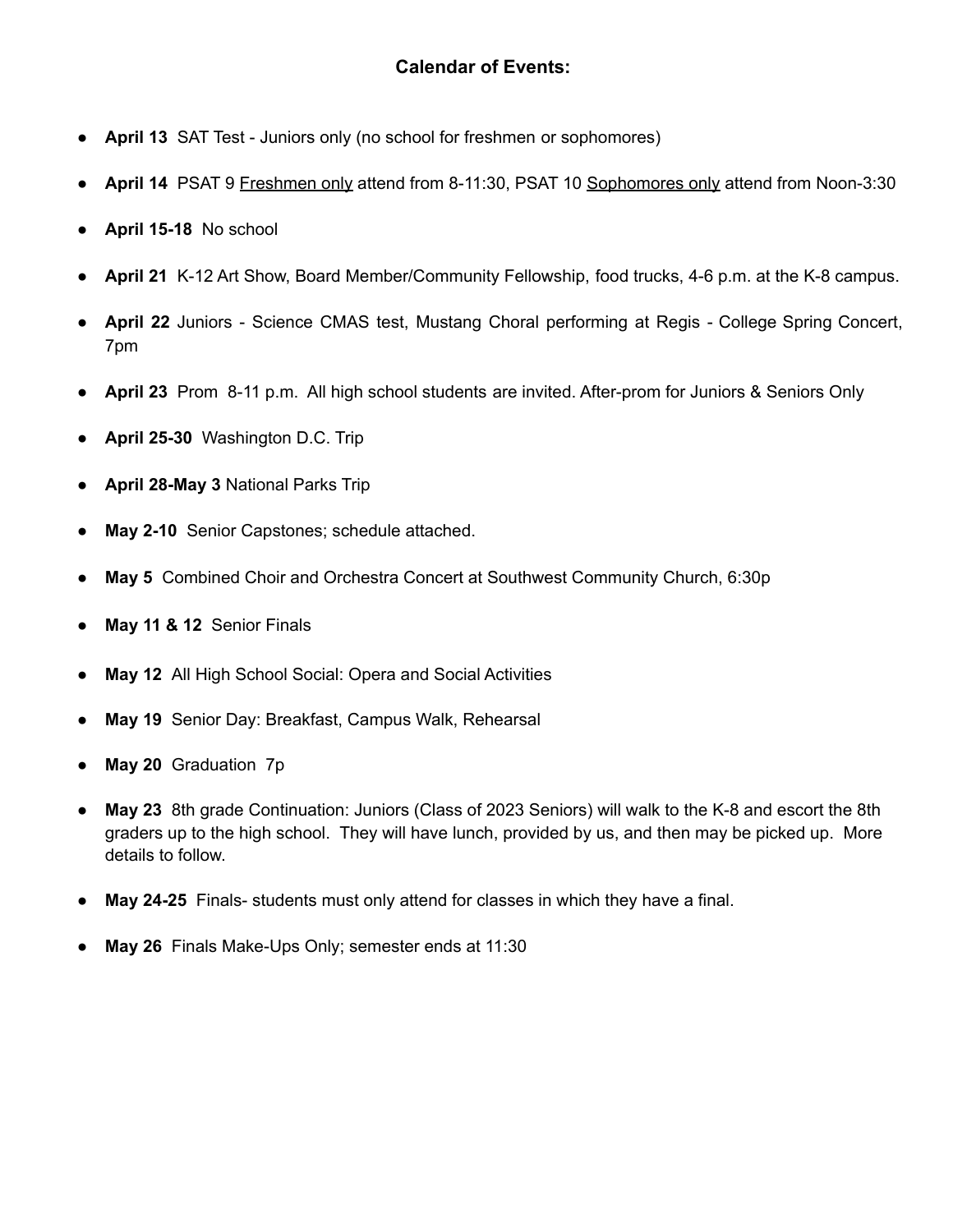### Calendar of Events:

- **April 13** SAT Test - Juniors only (no school for freshmen or sophomores)
- **April 14** PSAT 9 <u>Freshmen only</u> attend from 8-11:30, PSAT 10 <u>Sophomores only</u> attend from Noon-3:30
- **April 15-18** No school
- **April 21** K-12 Art Show, Board Member/Community Fellowship, food trucks, 4-6 p.m. at the K-8 campus.
- **April 22** Juniors - Science CMAS test, Mustang Choral performing at Regis - College Spring Concert, 7pm
- **April 23** Prom 8-11 p.m. All high school students are invited. After-prom for Juniors & Seniors Only
- **April 25-30** Washington D.C. Trip
- **April 28-May 3** National Parks Trip
- **May 2-10** Senior Capstones; schedule attached.
- **May 5** Combined Choir and Orchestra Concert at Southwest Community Church, 6:30p
- **May 11 & 12** Senior Finals
- **May 12** All High School Social: Opera and Social Activities
- **May 19** Senior Day: Breakfast, Campus Walk, Rehearsal
- **May 20** Graduation 7p
- **May 23** 8th grade Continuation: Juniors (Class of 2023 Seniors) will walk to the K-8 and escort the 8th graders up to the high school. They will have lunch, provided by us, and then may be picked up. More details to follow.
- **May 24-25** Finals- students must only attend for classes in which they have a final.
- **May 26** Finals Make-Ups Only; semester ends at 11:30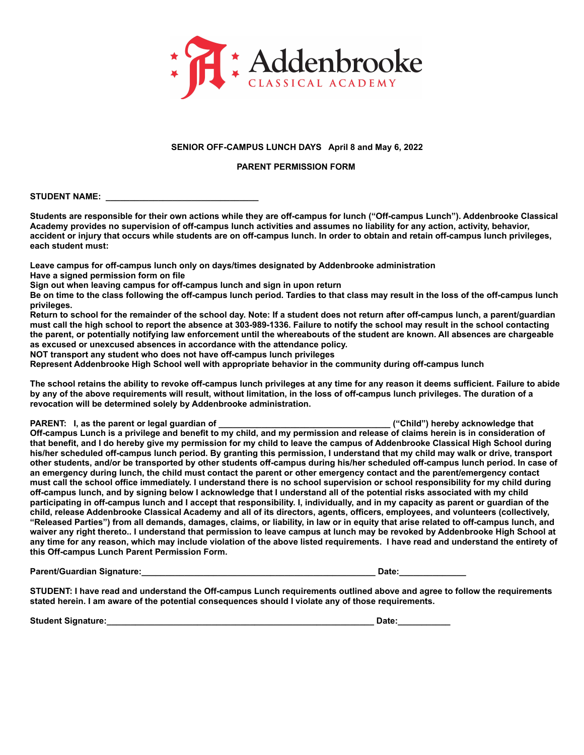Addenbrooke
CLASSICAL ACADEMY

**SENIOR OFF-CAMPUS LUNCH DAYS   April 8 and May 6, 2022**

**PARENT PERMISSION FORM**

**STUDENT NAME: _______________________________**

**Students are responsible for their own actions while they are off-campus for lunch ("Off-campus Lunch"). Addenbrooke Classical Academy provides no supervision of off-campus lunch activities and assumes no liability for any action, activity, behavior, accident or injury that occurs while students are on off-campus lunch. In order to obtain and retain off-campus lunch privileges, each student must:**

**Leave campus for off-campus lunch only on days/times designated by Addenbrooke administration**
**Have a signed permission form on file**
**Sign out when leaving campus for off-campus lunch and sign in upon return**
**Be on time to the class following the off-campus lunch period. Tardies to that class may result in the loss of the off-campus lunch privileges.**
**Return to school for the remainder of the school day. Note: If a student does not return after off-campus lunch, a parent/guardian must call the high school to report the absence at 303-989-1336. Failure to notify the school may result in the school contacting the parent, or potentially notifying law enforcement until the whereabouts of the student are known. All absences are chargeable as excused or unexcused absences in accordance with the attendance policy.**
**NOT transport any student who does not have off-campus lunch privileges**
**Represent Addenbrooke High School well with appropriate behavior in the community during off-campus lunch**

**The school retains the ability to revoke off-campus lunch privileges at any time for any reason it deems sufficient. Failure to abide by any of the above requirements will result, without limitation, in the loss of off-campus lunch privileges. The duration of a revocation will be determined solely by Addenbrooke administration.**

**PARENT: I, as the parent or legal guardian of ___________________________________ ("Child") hereby acknowledge that Off-campus Lunch is a privilege and benefit to my child, and my permission and release of claims herein is in consideration of that benefit, and I do hereby give my permission for my child to leave the campus of Addenbrooke Classical High School during his/her scheduled off-campus lunch period. By granting this permission, I understand that my child may walk or drive, transport other students, and/or be transported by other students off-campus during his/her scheduled off-campus lunch period. In case of an emergency during lunch, the child must contact the parent or other emergency contact and the parent/emergency contact must call the school office immediately. I understand there is no school supervision or school responsibility for my child during off-campus lunch, and by signing below I acknowledge that I understand all of the potential risks associated with my child participating in off-campus lunch and I accept that responsibility. I, individually, and in my capacity as parent or guardian of the child, release Addenbrooke Classical Academy and all of its directors, agents, officers, employees, and volunteers (collectively, "Released Parties") from all demands, damages, claims, or liability, in law or in equity that arise related to off-campus lunch, and waiver any right thereto.. I understand that permission to leave campus at lunch may be revoked by Addenbrooke High School at any time for any reason, which may include violation of the above listed requirements. I have read and understand the entirety of this Off-campus Lunch Parent Permission Form.**

**Parent/Guardian Signature:_________________________________________________ Date:______________**

**STUDENT: I have read and understand the Off-campus Lunch requirements outlined above and agree to follow the requirements stated herein. I am aware of the potential consequences should I violate any of those requirements.**

**Student Signature:_________________________________________________________ Date:___________**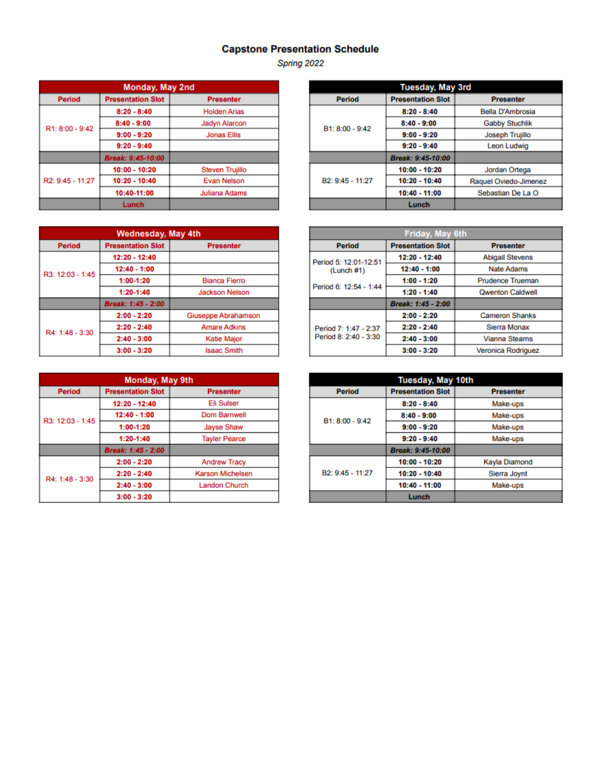# Capstone Presentation Schedule

*Spring 2022*

| Monday, May 2nd | | |
|---|---|---|
| **Period** | **Presentation Slot** | **Presenter** |
| R1: 8:00 - 9:42 | **8:20 - 8:40** | Holden Arias |
| | **8:40 - 9:00** | Jadyn Alarcon |
| | **9:00 - 9:20** | Jonas Ellis |
| | **9:20 - 9:40** | |
| | ***Break: 9:45-10:00*** | |
| R2: 9:45 - 11:27 | **10:00 - 10:20** | Steven Trujillo |
| | **10:20 - 10:40** | Evan Nelson |
| | **10:40-11:00** | Juliana Adams |
| | **Lunch** | |

| Tuesday, May 3rd | | |
|---|---|---|
| **Period** | **Presentation Slot** | **Presenter** |
| B1: 8:00 - 9:42 | **8:20 - 8:40** | Bella D'Ambrosia |
| | **8:40 - 9:00** | Gabby Stuchlik |
| | **9:00 - 9:20** | Joseph Trujillo |
| | **9:20 - 9:40** | Leon Ludwig |
| | ***Break: 9:45-10:00*** | |
| B2: 9:45 - 11:27 | **10:00 - 10:20** | Jordan Ortega |
| | **10:20 - 10:40** | Raquel Oviedo-Jimenez |
| | **10:40 - 11:00** | Sebastian De La O |
| | **Lunch** | |

| Wednesday, May 4th | | |
|---|---|---|
| **Period** | **Presentation Slot** | **Presenter** |
| R3: 12:03 - 1:45 | **12:20 - 12:40** | |
| | **12:40 - 1:00** | |
| | **1:00-1:20** | Bianca Fierro |
| | **1:20-1:40** | Jackson Nelson |
| | ***Break: 1:45 - 2:00*** | |
| R4: 1:48 - 3:30 | **2:00 - 2:20** | Giuseppe Abrahamson |
| | **2:20 - 2:40** | Amare Adkins |
| | **2:40 - 3:00** | Katie Major |
| | **3:00 - 3:20** | Isaac Smith |

| Friday, May 6th | | |
|---|---|---|
| **Period** | **Presentation Slot** | **Presenter** |
| Period 5: 12:01-12:51 (Lunch #1) Period 6: 12:54 - 1:44 | **12:20 - 12:40** | Abigail Stevens |
| | **12:40 - 1:00** | Nate Adams |
| | **1:00 - 1:20** | Prudence Trueman |
| | **1:20 - 1:40** | Qwenton Caldwell |
| | ***Break: 1:45 - 2:00*** | |
| Period 7: 1:47 - 2:37 Period 8: 2:40 - 3:30 | **2:00 - 2:20** | Cameron Shanks |
| | **2:20 - 2:40** | Sierra Monax |
| | **2:40 - 3:00** | Vianna Stearns |
| | **3:00 - 3:20** | Veronica Rodriguez |

| Monday, May 9th | | |
|---|---|---|
| **Period** | **Presentation Slot** | **Presenter** |
| R3: 12:03 - 1:45 | **12:20 - 12:40** | Eli Sulser |
| | **12:40 - 1:00** | Dom Barnwell |
| | **1:00-1:20** | Jayse Shaw |
| | **1:20-1:40** | Tayler Pearce |
| | ***Break: 1:45 - 2:00*** | |
| R4: 1:48 - 3:30 | **2:00 - 2:20** | Andrew Tracy |
| | **2:20 - 2:40** | Karson Michelsen |
| | **2:40 - 3:00** | Landon Church |
| | **3:00 - 3:20** | |

| Tuesday, May 10th | | |
|---|---|---|
| **Period** | **Presentation Slot** | **Presenter** |
| B1: 8:00 - 9:42 | **8:20 - 8:40** | Make-ups |
| | **8:40 - 9:00** | Make-ups |
| | **9:00 - 9:20** | Make-ups |
| | **9:20 - 9:40** | Make-ups |
| | ***Break: 9:45-10:00*** | |
| B2: 9:45 - 11:27 | **10:00 - 10:20** | Kayla Diamond |
| | **10:20 - 10:40** | Sierra Joynt |
| | **10:40 - 11:00** | Make-ups |
| | **Lunch** | |